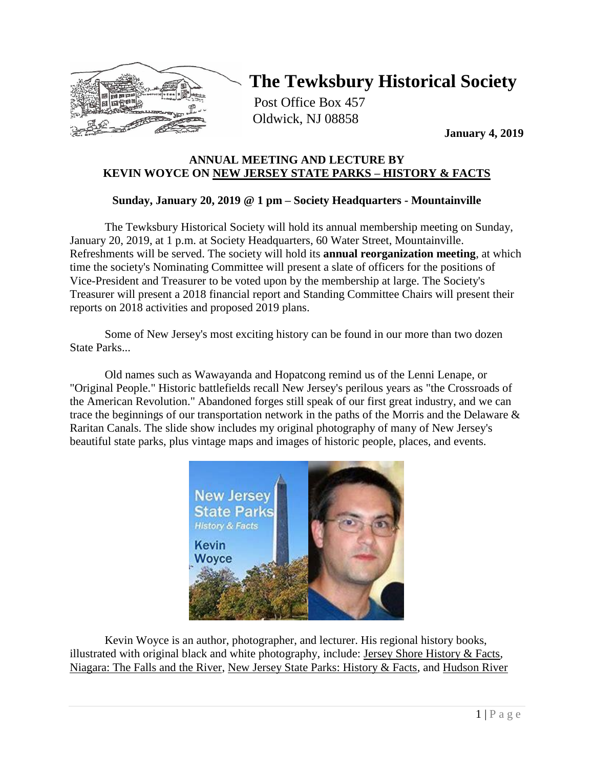# The Tewksbury Historical Society

Post Office Box 457
Oldwick, NJ 08858

**January 4, 2019**

**ANNUAL MEETING AND LECTURE BY KEVIN WOYCE ON NEW JERSEY STATE PARKS – HISTORY & FACTS**

**Sunday, January 20, 2019 @ 1 pm – Society Headquarters - Mountainville**

The Tewksbury Historical Society will hold its annual membership meeting on Sunday, January 20, 2019, at 1 p.m. at Society Headquarters, 60 Water Street, Mountainville. Refreshments will be served. The society will hold its **annual reorganization meeting**, at which time the society's Nominating Committee will present a slate of officers for the positions of Vice-President and Treasurer to be voted upon by the membership at large. The Society's Treasurer will present a 2018 financial report and Standing Committee Chairs will present their reports on 2018 activities and proposed 2019 plans.

Some of New Jersey's most exciting history can be found in our more than two dozen State Parks...

Old names such as Wawayanda and Hopatcong remind us of the Lenni Lenape, or "Original People." Historic battlefields recall New Jersey's perilous years as "the Crossroads of the American Revolution." Abandoned forges still speak of our first great industry, and we can trace the beginnings of our transportation network in the paths of the Morris and the Delaware & Raritan Canals. The slide show includes my original photography of many of New Jersey's beautiful state parks, plus vintage maps and images of historic people, places, and events.

Kevin Woyce is an author, photographer, and lecturer. His regional history books, illustrated with original black and white photography, include: Jersey Shore History & Facts, Niagara: The Falls and the River, New Jersey State Parks: History & Facts, and Hudson River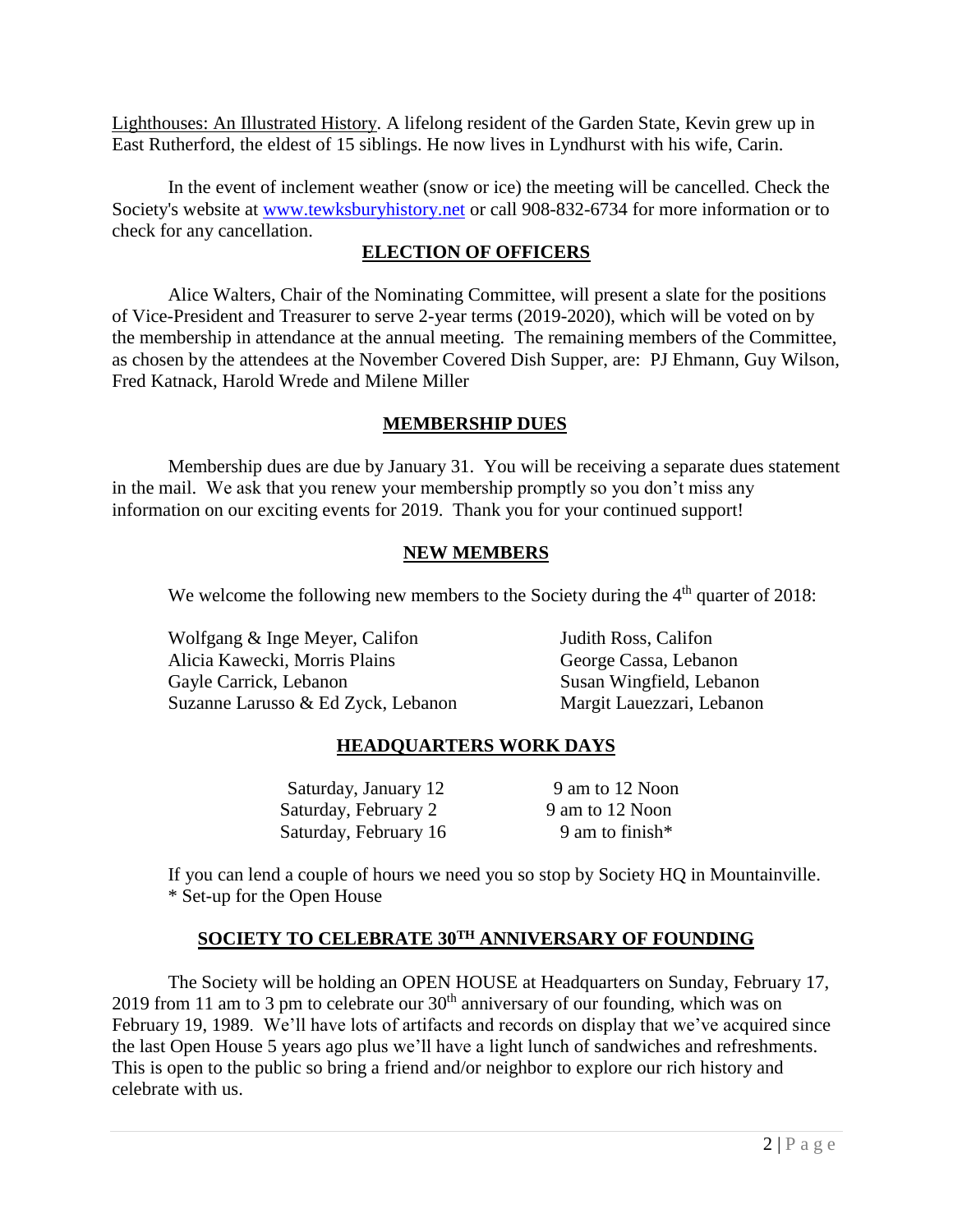Lighthouses: An Illustrated History. A lifelong resident of the Garden State, Kevin grew up in East Rutherford, the eldest of 15 siblings. He now lives in Lyndhurst with his wife, Carin.

In the event of inclement weather (snow or ice) the meeting will be cancelled. Check the Society's website at [www.tewksburyhistory.net](http://www.tewksburyhistory.net) or call 908-832-6734 for more information or to check for any cancellation.

## ELECTION OF OFFICERS

Alice Walters, Chair of the Nominating Committee, will present a slate for the positions of Vice-President and Treasurer to serve 2-year terms (2019-2020), which will be voted on by the membership in attendance at the annual meeting. The remaining members of the Committee, as chosen by the attendees at the November Covered Dish Supper, are: PJ Ehmann, Guy Wilson, Fred Katnack, Harold Wrede and Milene Miller

## MEMBERSHIP DUES

Membership dues are due by January 31. You will be receiving a separate dues statement in the mail. We ask that you renew your membership promptly so you don't miss any information on our exciting events for 2019. Thank you for your continued support!

## NEW MEMBERS

We welcome the following new members to the Society during the 4th quarter of 2018:

Wolfgang & Inge Meyer, Califon
Alicia Kawecki, Morris Plains
Gayle Carrick, Lebanon
Suzanne Larusso & Ed Zyck, Lebanon
Judith Ross, Califon
George Cassa, Lebanon
Susan Wingfield, Lebanon
Margit Lauezzari, Lebanon

## HEADQUARTERS WORK DAYS

| | |
|---|---|
| Saturday, January 12 | 9 am to 12 Noon |
| Saturday, February 2 | 9 am to 12 Noon |
| Saturday, February 16 | 9 am to finish* |

If you can lend a couple of hours we need you so stop by Society HQ in Mountainville.
* Set-up for the Open House

## SOCIETY TO CELEBRATE 30TH ANNIVERSARY OF FOUNDING

The Society will be holding an OPEN HOUSE at Headquarters on Sunday, February 17, 2019 from 11 am to 3 pm to celebrate our 30th anniversary of our founding, which was on February 19, 1989. We'll have lots of artifacts and records on display that we've acquired since the last Open House 5 years ago plus we'll have a light lunch of sandwiches and refreshments. This is open to the public so bring a friend and/or neighbor to explore our rich history and celebrate with us.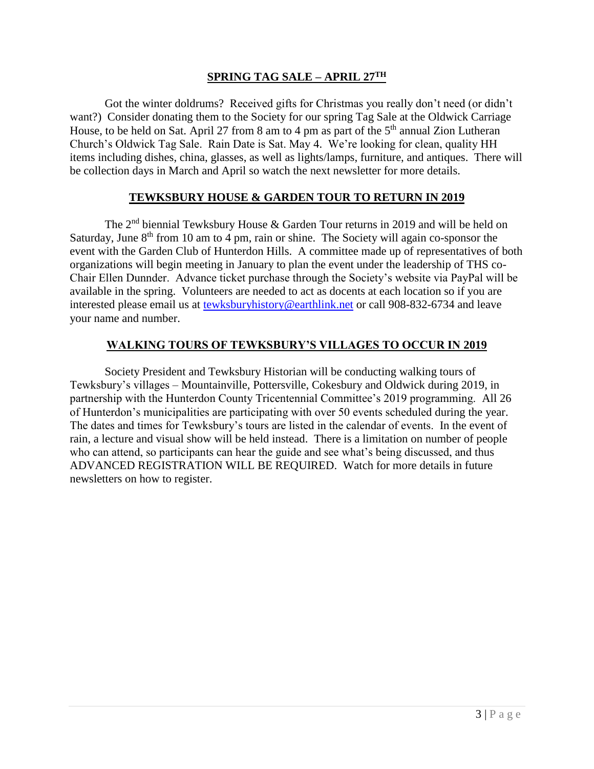## SPRING TAG SALE – APRIL 27TH

Got the winter doldrums? Received gifts for Christmas you really don't need (or didn't want?) Consider donating them to the Society for our spring Tag Sale at the Oldwick Carriage House, to be held on Sat. April 27 from 8 am to 4 pm as part of the 5th annual Zion Lutheran Church's Oldwick Tag Sale. Rain Date is Sat. May 4. We're looking for clean, quality HH items including dishes, china, glasses, as well as lights/lamps, furniture, and antiques. There will be collection days in March and April so watch the next newsletter for more details.

## TEWKSBURY HOUSE & GARDEN TOUR TO RETURN IN 2019

The 2nd biennial Tewksbury House & Garden Tour returns in 2019 and will be held on Saturday, June 8th from 10 am to 4 pm, rain or shine. The Society will again co-sponsor the event with the Garden Club of Hunterdon Hills. A committee made up of representatives of both organizations will begin meeting in January to plan the event under the leadership of THS co-Chair Ellen Dunnder. Advance ticket purchase through the Society's website via PayPal will be available in the spring. Volunteers are needed to act as docents at each location so if you are interested please email us at tewksburyhistory@earthlink.net or call 908-832-6734 and leave your name and number.

## WALKING TOURS OF TEWKSBURY'S VILLAGES TO OCCUR IN 2019

Society President and Tewksbury Historian will be conducting walking tours of Tewksbury's villages – Mountainville, Pottersville, Cokesbury and Oldwick during 2019, in partnership with the Hunterdon County Tricentennial Committee's 2019 programming. All 26 of Hunterdon's municipalities are participating with over 50 events scheduled during the year. The dates and times for Tewksbury's tours are listed in the calendar of events. In the event of rain, a lecture and visual show will be held instead. There is a limitation on number of people who can attend, so participants can hear the guide and see what's being discussed, and thus ADVANCED REGISTRATION WILL BE REQUIRED. Watch for more details in future newsletters on how to register.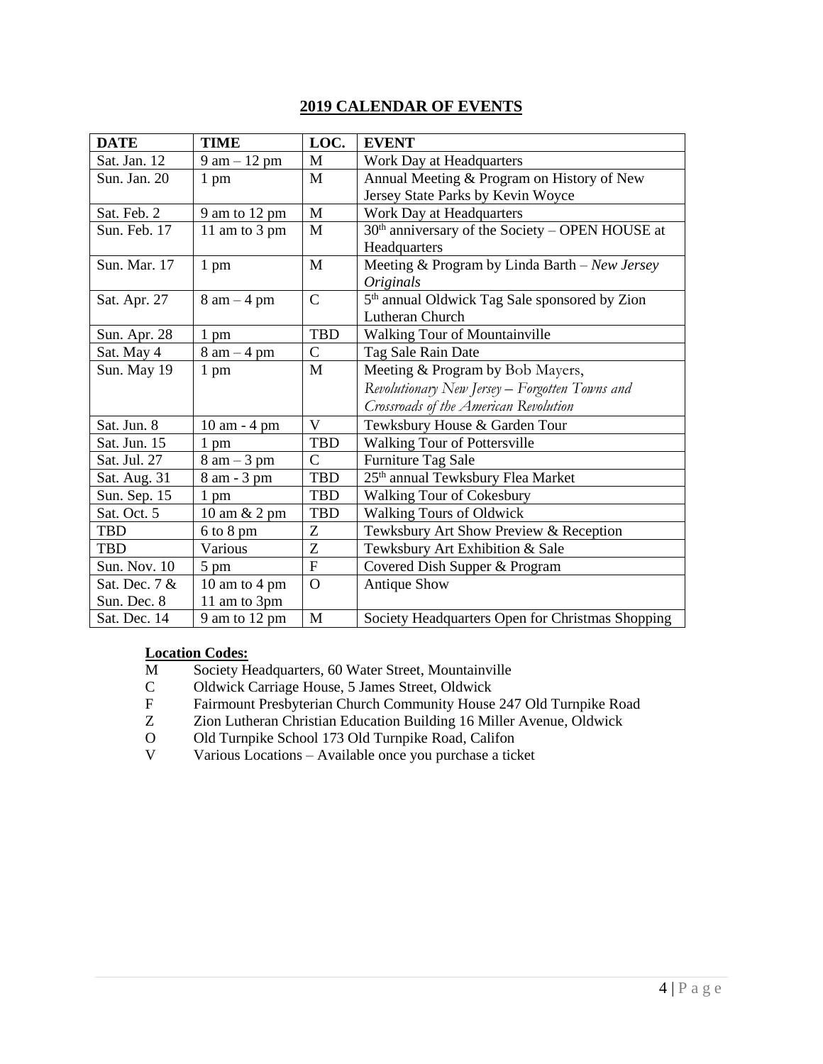## 2019 CALENDAR OF EVENTS

| DATE | TIME | LOC. | EVENT |
|---|---|---|---|
| Sat. Jan. 12 | 9 am – 12 pm | M | Work Day at Headquarters |
| Sun. Jan. 20 | 1 pm | M | Annual Meeting & Program on History of New Jersey State Parks by Kevin Woyce |
| Sat. Feb. 2 | 9 am to 12 pm | M | Work Day at Headquarters |
| Sun. Feb. 17 | 11 am to 3 pm | M | 30th anniversary of the Society – OPEN HOUSE at Headquarters |
| Sun. Mar. 17 | 1 pm | M | Meeting & Program by Linda Barth – *New Jersey Originals* |
| Sat. Apr. 27 | 8 am – 4 pm | C | 5th annual Oldwick Tag Sale sponsored by Zion Lutheran Church |
| Sun. Apr. 28 | 1 pm | TBD | Walking Tour of Mountainville |
| Sat. May 4 | 8 am – 4 pm | C | Tag Sale Rain Date |
| Sun. May 19 | 1 pm | M | Meeting & Program by Bob Mayers, *Revolutionary New Jersey – Forgotten Towns and Crossroads of the American Revolution* |
| Sat. Jun. 8 | 10 am - 4 pm | V | Tewksbury House & Garden Tour |
| Sat. Jun. 15 | 1 pm | TBD | Walking Tour of Pottersville |
| Sat. Jul. 27 | 8 am – 3 pm | C | Furniture Tag Sale |
| Sat. Aug. 31 | 8 am - 3 pm | TBD | 25th annual Tewksbury Flea Market |
| Sun. Sep. 15 | 1 pm | TBD | Walking Tour of Cokesbury |
| Sat. Oct. 5 | 10 am & 2 pm | TBD | Walking Tours of Oldwick |
| TBD | 6 to 8 pm | Z | Tewksbury Art Show Preview & Reception |
| TBD | Various | Z | Tewksbury Art Exhibition & Sale |
| Sun. Nov. 10 | 5 pm | F | Covered Dish Supper & Program |
| Sat. Dec. 7 & Sun. Dec. 8 | 10 am to 4 pm 11 am to 3pm | O | Antique Show |
| Sat. Dec. 14 | 9 am to 12 pm | M | Society Headquarters Open for Christmas Shopping |

**Location Codes:**

- M Society Headquarters, 60 Water Street, Mountainville
- C Oldwick Carriage House, 5 James Street, Oldwick
- F Fairmount Presbyterian Church Community House 247 Old Turnpike Road
- Z Zion Lutheran Christian Education Building 16 Miller Avenue, Oldwick
- O Old Turnpike School 173 Old Turnpike Road, Califon
- V Various Locations – Available once you purchase a ticket